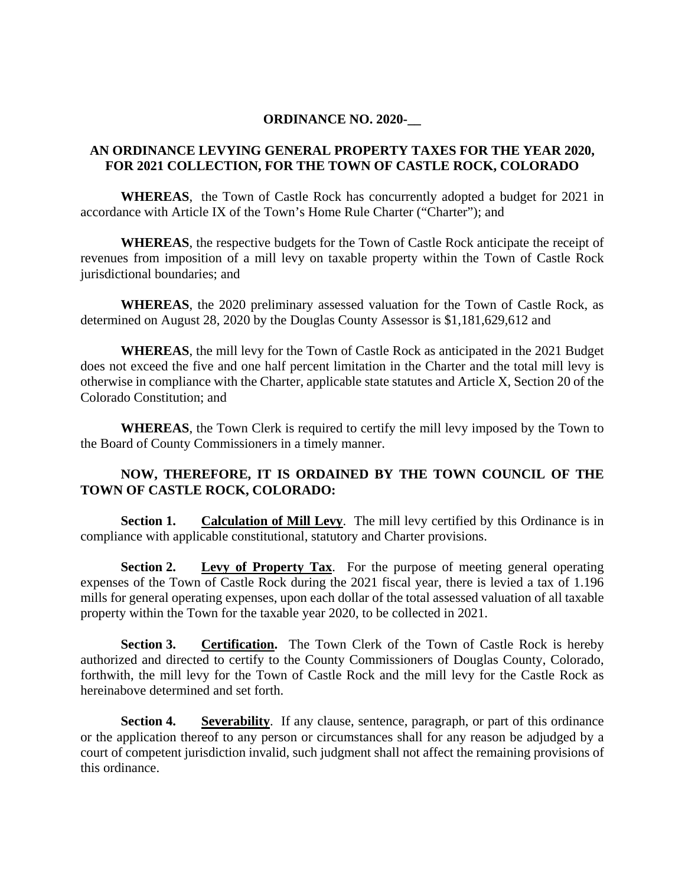**ORDINANCE NO. 2020-__**

**AN ORDINANCE LEVYING GENERAL PROPERTY TAXES FOR THE YEAR 2020, FOR 2021 COLLECTION, FOR THE TOWN OF CASTLE ROCK, COLORADO**

**WHEREAS**, the Town of Castle Rock has concurrently adopted a budget for 2021 in accordance with Article IX of the Town's Home Rule Charter ("Charter"); and

**WHEREAS**, the respective budgets for the Town of Castle Rock anticipate the receipt of revenues from imposition of a mill levy on taxable property within the Town of Castle Rock jurisdictional boundaries; and

**WHEREAS**, the 2020 preliminary assessed valuation for the Town of Castle Rock, as determined on August 28, 2020 by the Douglas County Assessor is $1,181,629,612 and

**WHEREAS**, the mill levy for the Town of Castle Rock as anticipated in the 2021 Budget does not exceed the five and one half percent limitation in the Charter and the total mill levy is otherwise in compliance with the Charter, applicable state statutes and Article X, Section 20 of the Colorado Constitution; and

**WHEREAS**, the Town Clerk is required to certify the mill levy imposed by the Town to the Board of County Commissioners in a timely manner.

**NOW, THEREFORE, IT IS ORDAINED BY THE TOWN COUNCIL OF THE TOWN OF CASTLE ROCK, COLORADO:**

**Section 1.** **Calculation of Mill Levy**. The mill levy certified by this Ordinance is in compliance with applicable constitutional, statutory and Charter provisions.

**Section 2.** **Levy of Property Tax**. For the purpose of meeting general operating expenses of the Town of Castle Rock during the 2021 fiscal year, there is levied a tax of 1.196 mills for general operating expenses, upon each dollar of the total assessed valuation of all taxable property within the Town for the taxable year 2020, to be collected in 2021.

**Section 3.** **Certification.** The Town Clerk of the Town of Castle Rock is hereby authorized and directed to certify to the County Commissioners of Douglas County, Colorado, forthwith, the mill levy for the Town of Castle Rock and the mill levy for the Castle Rock as hereinabove determined and set forth.

**Section 4.** **Severability**. If any clause, sentence, paragraph, or part of this ordinance or the application thereof to any person or circumstances shall for any reason be adjudged by a court of competent jurisdiction invalid, such judgment shall not affect the remaining provisions of this ordinance.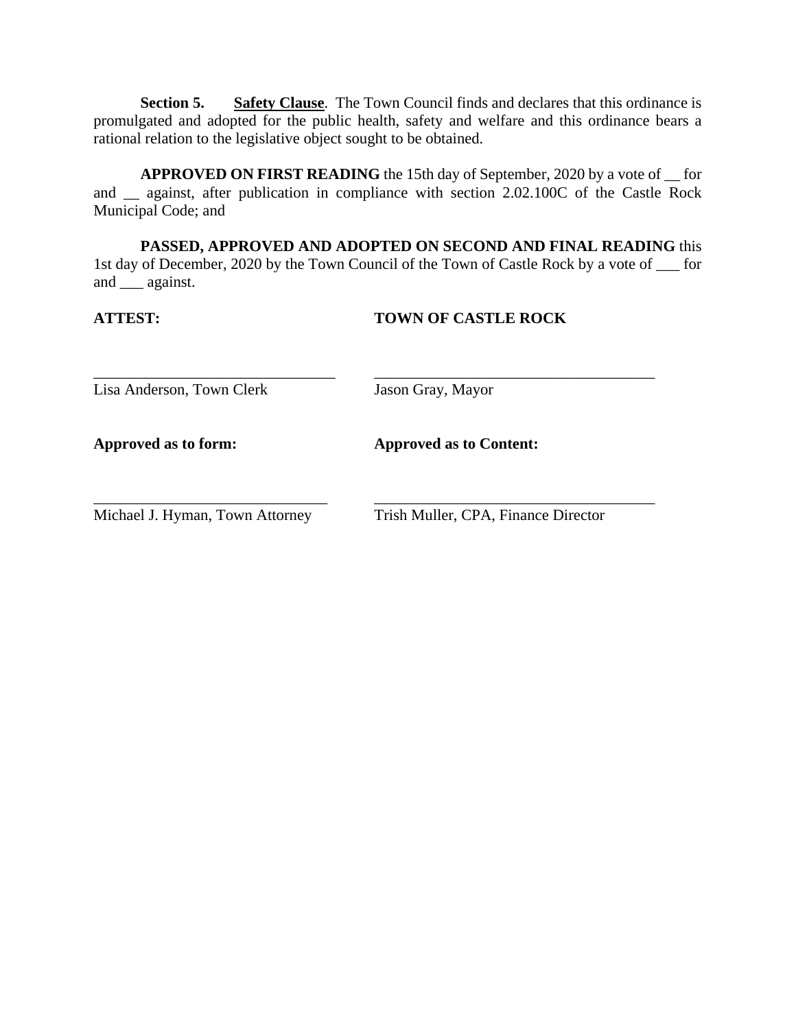**Section 5.** **Safety Clause**. The Town Council finds and declares that this ordinance is promulgated and adopted for the public health, safety and welfare and this ordinance bears a rational relation to the legislative object sought to be obtained.

**APPROVED ON FIRST READING** the 15th day of September, 2020 by a vote of __ for and __ against, after publication in compliance with section 2.02.100C of the Castle Rock Municipal Code; and

**PASSED, APPROVED AND ADOPTED ON SECOND AND FINAL READING** this 1st day of December, 2020 by the Town Council of the Town of Castle Rock by a vote of ___ for and ___ against.

| | |
|---|---|
| **ATTEST:** | **TOWN OF CASTLE ROCK** |
| ______________________________ | ______________________________ |
| Lisa Anderson, Town Clerk | Jason Gray, Mayor |
| **Approved as to form:** | **Approved as to Content:** |
| ______________________________ | ______________________________ |
| Michael J. Hyman, Town Attorney | Trish Muller, CPA, Finance Director |